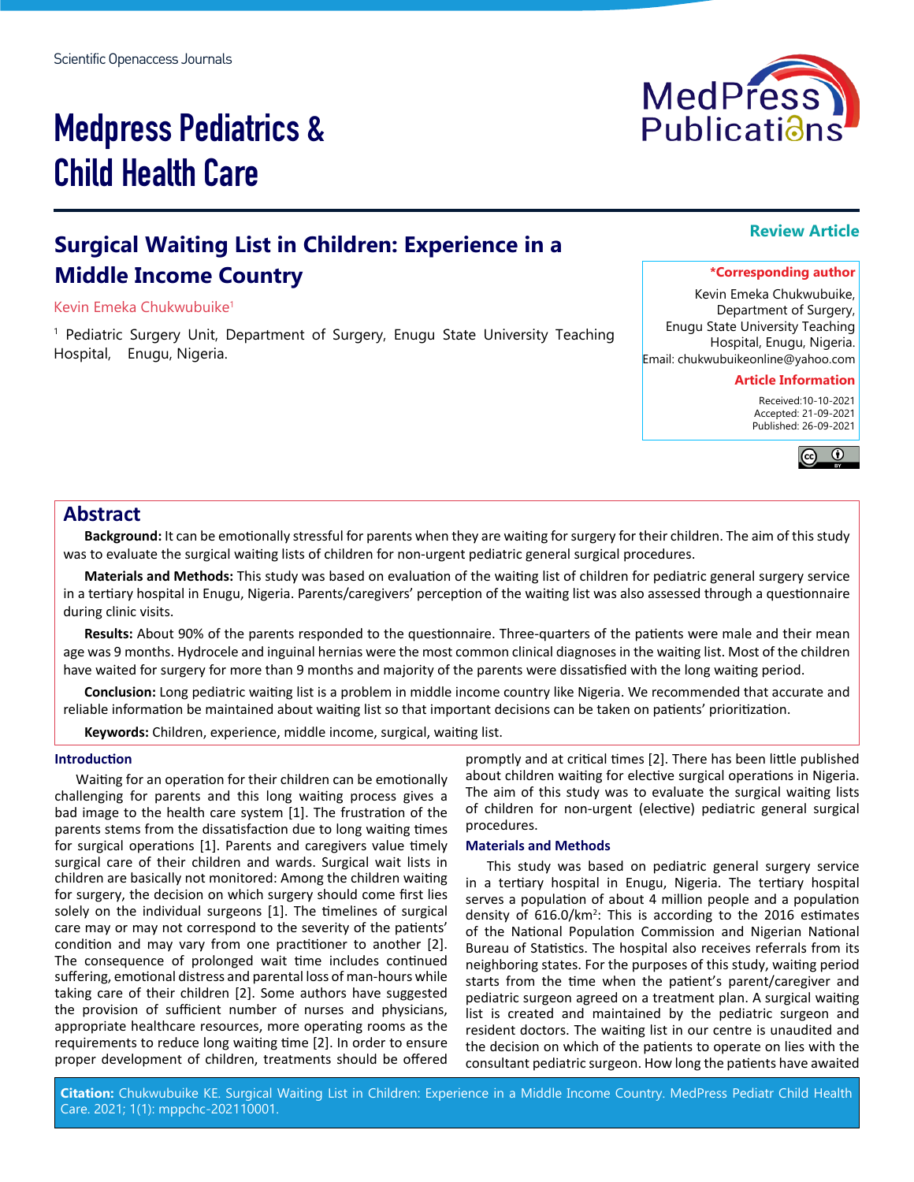Scientific Openaccess Journals

# Medpress Pediatrics & Child Health Care

**Review Article**

## Surgical Waiting List in Children: Experience in a Middle Income Country

Kevin Emeka Chukwubuike[1]

[1] Pediatric Surgery Unit, Department of Surgery, Enugu State University Teaching Hospital, Enugu, Nigeria.

**\*Corresponding author**

Kevin Emeka Chukwubuike, Department of Surgery, Enugu State University Teaching Hospital, Enugu, Nigeria.
Email: chukwubuikeonline@yahoo.com

**Article Information**

Received:10-10-2021
Accepted: 21-09-2021
Published: 26-09-2021

## Abstract

**Background:** It can be emotionally stressful for parents when they are waiting for surgery for their children. The aim of this study was to evaluate the surgical waiting lists of children for non-urgent pediatric general surgical procedures.

**Materials and Methods:** This study was based on evaluation of the waiting list of children for pediatric general surgery service in a tertiary hospital in Enugu, Nigeria. Parents/caregivers' perception of the waiting list was also assessed through a questionnaire during clinic visits.

**Results:** About 90% of the parents responded to the questionnaire. Three-quarters of the patients were male and their mean age was 9 months. Hydrocele and inguinal hernias were the most common clinical diagnoses in the waiting list. Most of the children have waited for surgery for more than 9 months and majority of the parents were dissatisfied with the long waiting period.

**Conclusion:** Long pediatric waiting list is a problem in middle income country like Nigeria. We recommended that accurate and reliable information be maintained about waiting list so that important decisions can be taken on patients' prioritization.

**Keywords:** Children, experience, middle income, surgical, waiting list.

### Introduction

Waiting for an operation for their children can be emotionally challenging for parents and this long waiting process gives a bad image to the health care system [1]. The frustration of the parents stems from the dissatisfaction due to long waiting times for surgical operations [1]. Parents and caregivers value timely surgical care of their children and wards. Surgical wait lists in children are basically not monitored: Among the children waiting for surgery, the decision on which surgery should come first lies solely on the individual surgeons [1]. The timelines of surgical care may or may not correspond to the severity of the patients' condition and may vary from one practitioner to another [2]. The consequence of prolonged wait time includes continued suffering, emotional distress and parental loss of man-hours while taking care of their children [2]. Some authors have suggested the provision of sufficient number of nurses and physicians, appropriate healthcare resources, more operating rooms as the requirements to reduce long waiting time [2]. In order to ensure proper development of children, treatments should be offered promptly and at critical times [2]. There has been little published about children waiting for elective surgical operations in Nigeria. The aim of this study was to evaluate the surgical waiting lists of children for non-urgent (elective) pediatric general surgical procedures.

### Materials and Methods

This study was based on pediatric general surgery service in a tertiary hospital in Enugu, Nigeria. The tertiary hospital serves a population of about 4 million people and a population density of 616.0/km$^2$: This is according to the 2016 estimates of the National Population Commission and Nigerian National Bureau of Statistics. The hospital also receives referrals from its neighboring states. For the purposes of this study, waiting period starts from the time when the patient's parent/caregiver and pediatric surgeon agreed on a treatment plan. A surgical waiting list is created and maintained by the pediatric surgeon and resident doctors. The waiting list in our centre is unaudited and the decision on which of the patients to operate on lies with the consultant pediatric surgeon. How long the patients have awaited

**Citation:** Chukwubuike KE. Surgical Waiting List in Children: Experience in a Middle Income Country. MedPress Pediatr Child Health Care. 2021; 1(1): mppchc-202110001.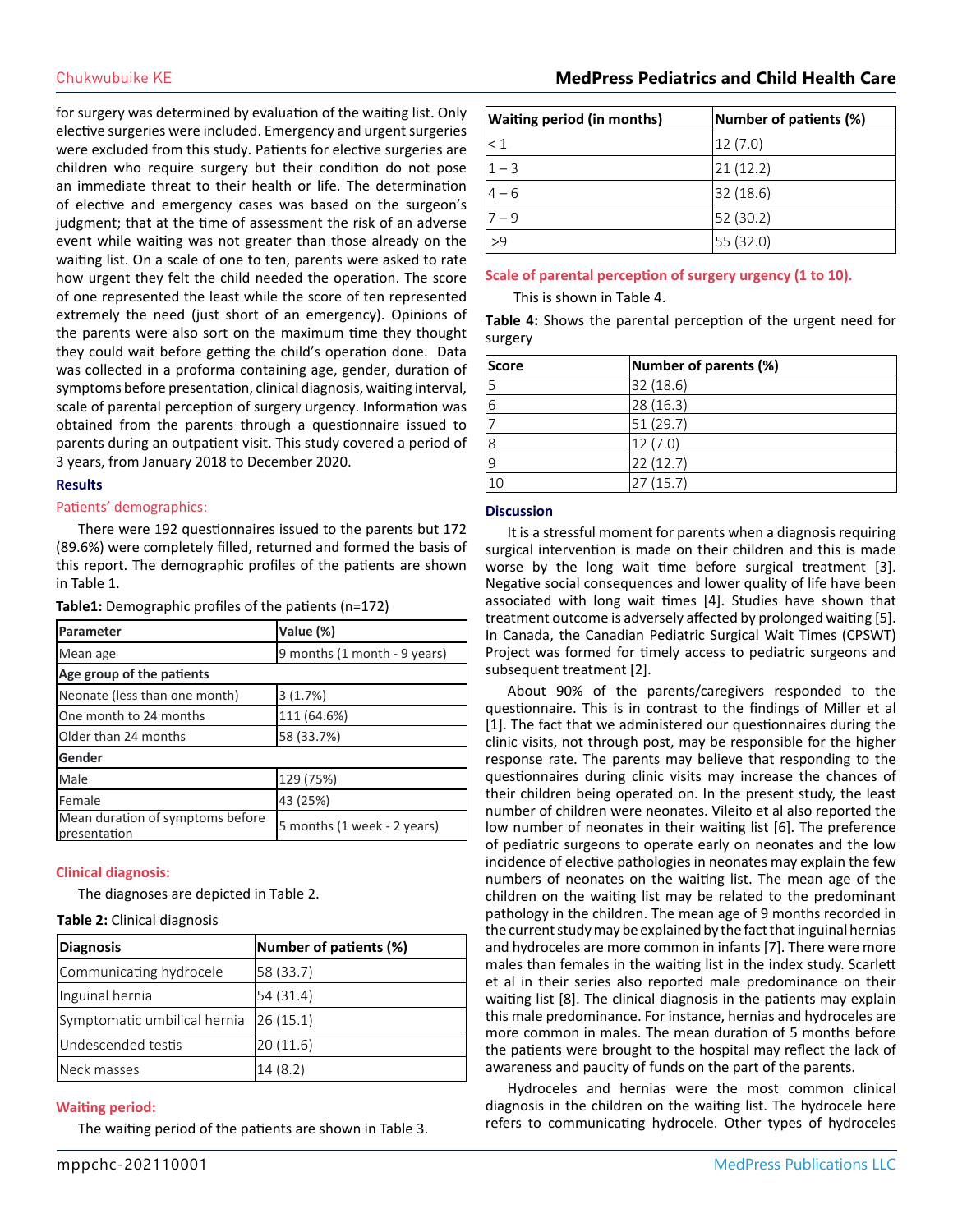for surgery was determined by evaluation of the waiting list. Only elective surgeries were included. Emergency and urgent surgeries were excluded from this study. Patients for elective surgeries are children who require surgery but their condition do not pose an immediate threat to their health or life. The determination of elective and emergency cases was based on the surgeon's judgment; that at the time of assessment the risk of an adverse event while waiting was not greater than those already on the waiting list. On a scale of one to ten, parents were asked to rate how urgent they felt the child needed the operation. The score of one represented the least while the score of ten represented extremely the need (just short of an emergency). Opinions of the parents were also sort on the maximum time they thought they could wait before getting the child's operation done. Data was collected in a proforma containing age, gender, duration of symptoms before presentation, clinical diagnosis, waiting interval, scale of parental perception of surgery urgency. Information was obtained from the parents through a questionnaire issued to parents during an outpatient visit. This study covered a period of 3 years, from January 2018 to December 2020.

## Results

### Patients' demographics:

There were 192 questionnaires issued to the parents but 172 (89.6%) were completely filled, returned and formed the basis of this report. The demographic profiles of the patients are shown in Table 1.

**Table1:** Demographic profiles of the patients (n=172)

| Parameter | Value (%) |
|---|---|
| Mean age | 9 months (1 month - 9 years) |
| **Age group of the patients** | |
| Neonate (less than one month) | 3 (1.7%) |
| One month to 24 months | 111 (64.6%) |
| Older than 24 months | 58 (33.7%) |
| **Gender** | |
| Male | 129 (75%) |
| Female | 43 (25%) |
| Mean duration of symptoms before presentation | 5 months (1 week - 2 years) |

### Clinical diagnosis:

The diagnoses are depicted in Table 2.

**Table 2:** Clinical diagnosis

| Diagnosis | Number of patients (%) |
|---|---|
| Communicating hydrocele | 58 (33.7) |
| Inguinal hernia | 54 (31.4) |
| Symptomatic umbilical hernia | 26 (15.1) |
| Undescended testis | 20 (11.6) |
| Neck masses | 14 (8.2) |

### Waiting period:

The waiting period of the patients are shown in Table 3.

| Waiting period (in months) | Number of patients (%) |
|---|---|
| < 1 | 12 (7.0) |
| 1 – 3 | 21 (12.2) |
| 4 – 6 | 32 (18.6) |
| 7 – 9 | 52 (30.2) |
| >9 | 55 (32.0) |

### Scale of parental perception of surgery urgency (1 to 10).

This is shown in Table 4.

**Table 4:** Shows the parental perception of the urgent need for surgery

| Score | Number of parents (%) |
|---|---|
| 5 | 32 (18.6) |
| 6 | 28 (16.3) |
| 7 | 51 (29.7) |
| 8 | 12 (7.0) |
| 9 | 22 (12.7) |
| 10 | 27 (15.7) |

## Discussion

It is a stressful moment for parents when a diagnosis requiring surgical intervention is made on their children and this is made worse by the long wait time before surgical treatment [3]. Negative social consequences and lower quality of life have been associated with long wait times [4]. Studies have shown that treatment outcome is adversely affected by prolonged waiting [5]. In Canada, the Canadian Pediatric Surgical Wait Times (CPSWT) Project was formed for timely access to pediatric surgeons and subsequent treatment [2].

About 90% of the parents/caregivers responded to the questionnaire. This is in contrast to the findings of Miller et al [1]. The fact that we administered our questionnaires during the clinic visits, not through post, may be responsible for the higher response rate. The parents may believe that responding to the questionnaires during clinic visits may increase the chances of their children being operated on. In the present study, the least number of children were neonates. Vileito et al also reported the low number of neonates in their waiting list [6]. The preference of pediatric surgeons to operate early on neonates and the low incidence of elective pathologies in neonates may explain the few numbers of neonates on the waiting list. The mean age of the children on the waiting list may be related to the predominant pathology in the children. The mean age of 9 months recorded in the current study may be explained by the fact that inguinal hernias and hydroceles are more common in infants [7]. There were more males than females in the waiting list in the index study. Scarlett et al in their series also reported male predominance on their waiting list [8]. The clinical diagnosis in the patients may explain this male predominance. For instance, hernias and hydroceles are more common in males. The mean duration of 5 months before the patients were brought to the hospital may reflect the lack of awareness and paucity of funds on the part of the parents.

Hydroceles and hernias were the most common clinical diagnosis in the children on the waiting list. The hydrocele here refers to communicating hydrocele. Other types of hydroceles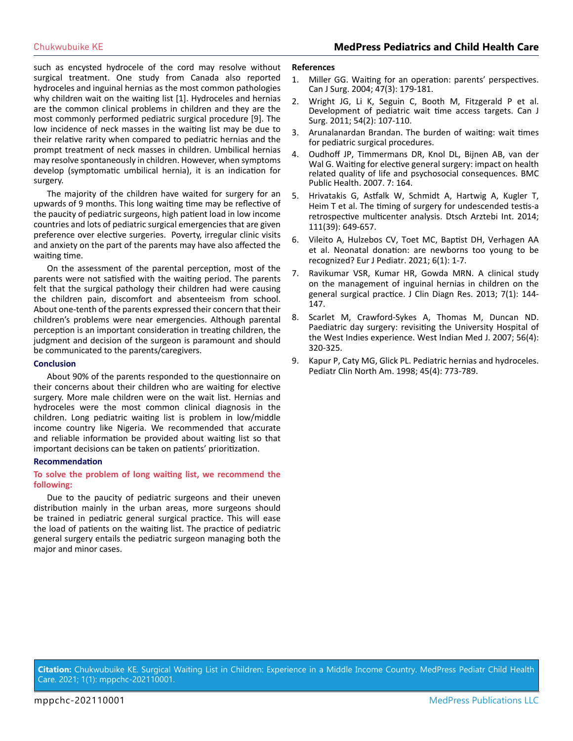such as encysted hydrocele of the cord may resolve without surgical treatment. One study from Canada also reported hydroceles and inguinal hernias as the most common pathologies why children wait on the waiting list [1]. Hydroceles and hernias are the common clinical problems in children and they are the most commonly performed pediatric surgical procedure [9]. The low incidence of neck masses in the waiting list may be due to their relative rarity when compared to pediatric hernias and the prompt treatment of neck masses in children. Umbilical hernias may resolve spontaneously in children. However, when symptoms develop (symptomatic umbilical hernia), it is an indication for surgery.

The majority of the children have waited for surgery for an upwards of 9 months. This long waiting time may be reflective of the paucity of pediatric surgeons, high patient load in low income countries and lots of pediatric surgical emergencies that are given preference over elective surgeries. Poverty, irregular clinic visits and anxiety on the part of the parents may have also affected the waiting time.

On the assessment of the parental perception, most of the parents were not satisfied with the waiting period. The parents felt that the surgical pathology their children had were causing the children pain, discomfort and absenteeism from school. About one-tenth of the parents expressed their concern that their children's problems were near emergencies. Although parental perception is an important consideration in treating children, the judgment and decision of the surgeon is paramount and should be communicated to the parents/caregivers.

## Conclusion

About 90% of the parents responded to the questionnaire on their concerns about their children who are waiting for elective surgery. More male children were on the wait list. Hernias and hydroceles were the most common clinical diagnosis in the children. Long pediatric waiting list is problem in low/middle income country like Nigeria. We recommended that accurate and reliable information be provided about waiting list so that important decisions can be taken on patients' prioritization.

## Recommendation

**To solve the problem of long waiting list, we recommend the following:**

Due to the paucity of pediatric surgeons and their uneven distribution mainly in the urban areas, more surgeons should be trained in pediatric general surgical practice. This will ease the load of patients on the waiting list. The practice of pediatric general surgery entails the pediatric surgeon managing both the major and minor cases.

## References

1. Miller GG. Waiting for an operation: parents' perspectives. Can J Surg. 2004; 47(3): 179-181.
2. Wright JG, Li K, Seguin C, Booth M, Fitzgerald P et al. Development of pediatric wait time access targets. Can J Surg. 2011; 54(2): 107-110.
3. Arunalanardan Brandan. The burden of waiting: wait times for pediatric surgical procedures.
4. Oudhoff JP, Timmermans DR, Knol DL, Bijnen AB, van der Wal G. Waiting for elective general surgery: impact on health related quality of life and psychosocial consequences. BMC Public Health. 2007. 7: 164.
5. Hrivatakis G, Astfalk W, Schmidt A, Hartwig A, Kugler T, Heim T et al. The timing of surgery for undescended testis-a retrospective multicenter analysis. Dtsch Arztebi Int. 2014; 111(39): 649-657.
6. Vileito A, Hulzebos CV, Toet MC, Baptist DH, Verhagen AA et al. Neonatal donation: are newborns too young to be recognized? Eur J Pediatr. 2021; 6(1): 1-7.
7. Ravikumar VSR, Kumar HR, Gowda MRN. A clinical study on the management of inguinal hernias in children on the general surgical practice. J Clin Diagn Res. 2013; 7(1): 144-147.
8. Scarlet M, Crawford-Sykes A, Thomas M, Duncan ND. Paediatric day surgery: revisiting the University Hospital of the West Indies experience. West Indian Med J. 2007; 56(4): 320-325.
9. Kapur P, Caty MG, Glick PL. Pediatric hernias and hydroceles. Pediatr Clin North Am. 1998; 45(4): 773-789.

**Citation:** Chukwubuike KE. Surgical Waiting List in Children: Experience in a Middle Income Country. MedPress Pediatr Child Health Care. 2021; 1(1): mppchc-202110001.